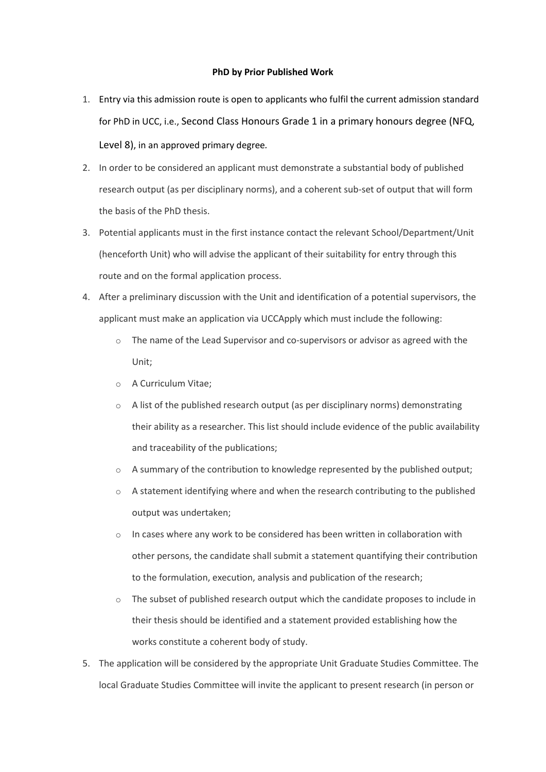**PhD by Prior Published Work**

1. Entry via this admission route is open to applicants who fulfil the current admission standard for PhD in UCC, i.e., Second Class Honours Grade 1 in a primary honours degree (NFQ, Level 8), in an approved primary degree.
2. In order to be considered an applicant must demonstrate a substantial body of published research output (as per disciplinary norms), and a coherent sub-set of output that will form the basis of the PhD thesis.
3. Potential applicants must in the first instance contact the relevant School/Department/Unit (henceforth Unit) who will advise the applicant of their suitability for entry through this route and on the formal application process.
4. After a preliminary discussion with the Unit and identification of a potential supervisors, the applicant must make an application via UCCApply which must include the following:
    - The name of the Lead Supervisor and co-supervisors or advisor as agreed with the Unit;
    - A Curriculum Vitae;
    - A list of the published research output (as per disciplinary norms) demonstrating their ability as a researcher. This list should include evidence of the public availability and traceability of the publications;
    - A summary of the contribution to knowledge represented by the published output;
    - A statement identifying where and when the research contributing to the published output was undertaken;
    - In cases where any work to be considered has been written in collaboration with other persons, the candidate shall submit a statement quantifying their contribution to the formulation, execution, analysis and publication of the research;
    - The subset of published research output which the candidate proposes to include in their thesis should be identified and a statement provided establishing how the works constitute a coherent body of study.
5. The application will be considered by the appropriate Unit Graduate Studies Committee. The local Graduate Studies Committee will invite the applicant to present research (in person or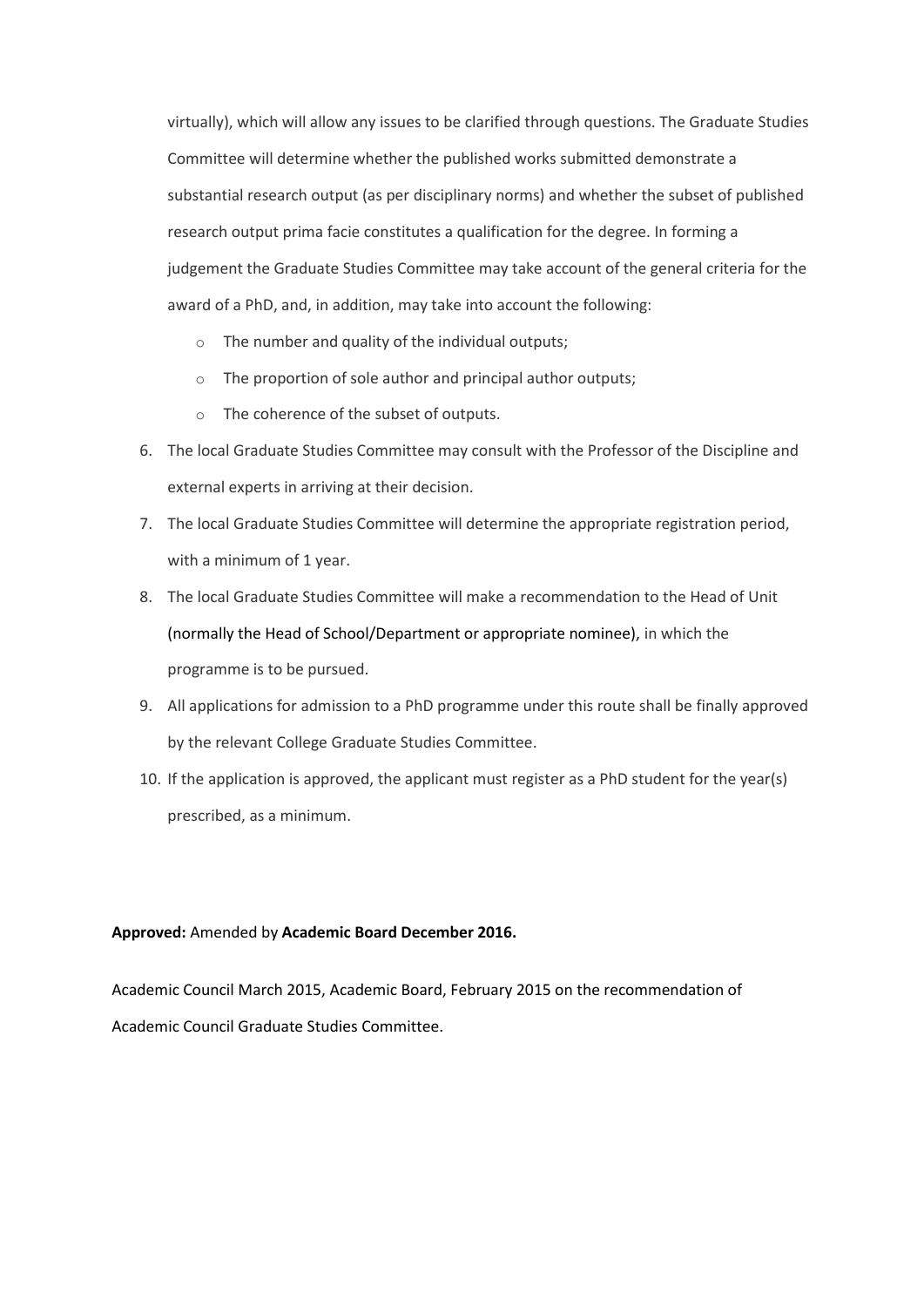virtually), which will allow any issues to be clarified through questions. The Graduate Studies Committee will determine whether the published works submitted demonstrate a substantial research output (as per disciplinary norms) and whether the subset of published research output prima facie constitutes a qualification for the degree. In forming a judgement the Graduate Studies Committee may take account of the general criteria for the award of a PhD, and, in addition, may take into account the following:

   - The number and quality of the individual outputs;
   - The proportion of sole author and principal author outputs;
   - The coherence of the subset of outputs.

6. The local Graduate Studies Committee may consult with the Professor of the Discipline and external experts in arriving at their decision.
7. The local Graduate Studies Committee will determine the appropriate registration period, with a minimum of 1 year.
8. The local Graduate Studies Committee will make a recommendation to the Head of Unit (normally the Head of School/Department or appropriate nominee), in which the programme is to be pursued.
9. All applications for admission to a PhD programme under this route shall be finally approved by the relevant College Graduate Studies Committee.
10. If the application is approved, the applicant must register as a PhD student for the year(s) prescribed, as a minimum.

**Approved:** Amended by **Academic Board December 2016.**

Academic Council March 2015, Academic Board, February 2015 on the recommendation of Academic Council Graduate Studies Committee.